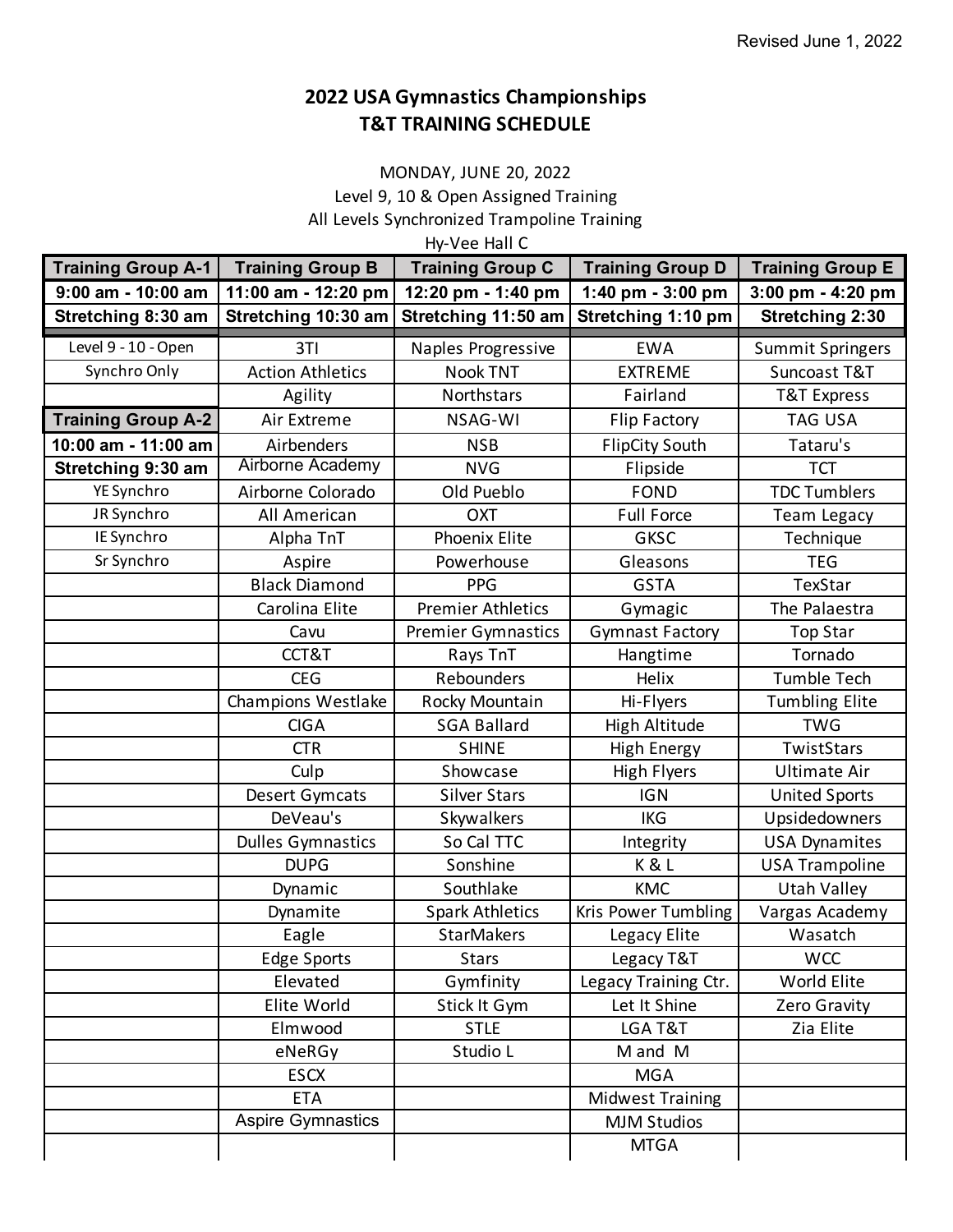Revised June 1, 2022

# 2022 USA Gymnastics Championships
## T&T TRAINING SCHEDULE

MONDAY, JUNE 20, 2022
Level 9, 10 & Open Assigned Training
All Levels Synchronized Trampoline Training
Hy-Vee Hall C

| Training Group A-1 | Training Group B | Training Group C | Training Group D | Training Group E |
|---|---|---|---|---|
| **9:00 am - 10:00 am** | **11:00 am - 12:20 pm** | **12:20 pm - 1:40 pm** | **1:40 pm - 3:00 pm** | **3:00 pm - 4:20 pm** |
| **Stretching 8:30 am** | **Stretching 10:30 am** | **Stretching 11:50 am** | **Stretching 1:10 pm** | **Stretching 2:30** |
| Level 9 - 10 - Open | 3TI | Naples Progressive | EWA | Summit Springers |
| Synchro Only | Action Athletics | Nook TNT | EXTREME | Suncoast T&T |
| | Agility | Northstars | Fairland | T&T Express |
| **Training Group A-2** | Air Extreme | NSAG-WI | Flip Factory | TAG USA |
| **10:00 am - 11:00 am** | Airbenders | NSB | FlipCity South | Tataru's |
| **Stretching 9:30 am** | Airborne Academy | NVG | Flipside | TCT |
| YE Synchro | Airborne Colorado | Old Pueblo | FOND | TDC Tumblers |
| JR Synchro | All American | OXT | Full Force | Team Legacy |
| IE Synchro | Alpha TnT | Phoenix Elite | GKSC | Technique |
| Sr Synchro | Aspire | Powerhouse | Gleasons | TEG |
| | Black Diamond | PPG | GSTA | TexStar |
| | Carolina Elite | Premier Athletics | Gymagic | The Palaestra |
| | Cavu | Premier Gymnastics | Gymnast Factory | Top Star |
| | CCT&T | Rays TnT | Hangtime | Tornado |
| | CEG | Rebounders | Helix | Tumble Tech |
| | Champions Westlake | Rocky Mountain | Hi-Flyers | Tumbling Elite |
| | CIGA | SGA Ballard | High Altitude | TWG |
| | CTR | SHINE | High Energy | TwistStars |
| | Culp | Showcase | High Flyers | Ultimate Air |
| | Desert Gymcats | Silver Stars | IGN | United Sports |
| | DeVeau's | Skywalkers | IKG | Upsidedowners |
| | Dulles Gymnastics | So Cal TTC | Integrity | USA Dynamites |
| | DUPG | Sonshine | K & L | USA Trampoline |
| | Dynamic | Southlake | KMC | Utah Valley |
| | Dynamite | Spark Athletics | Kris Power Tumbling | Vargas Academy |
| | Eagle | StarMakers | Legacy Elite | Wasatch |
| | Edge Sports | Stars | Legacy T&T | WCC |
| | Elevated | Gymfinity | Legacy Training Ctr. | World Elite |
| | Elite World | Stick It Gym | Let It Shine | Zero Gravity |
| | Elmwood | STLE | LGA T&T | Zia Elite |
| | eNeRGy | Studio L | M and M | |
| | ESCX | | MGA | |
| | ETA | | Midwest Training | |
| | Aspire Gymnastics | | MJM Studios | |
| | | | MTGA | |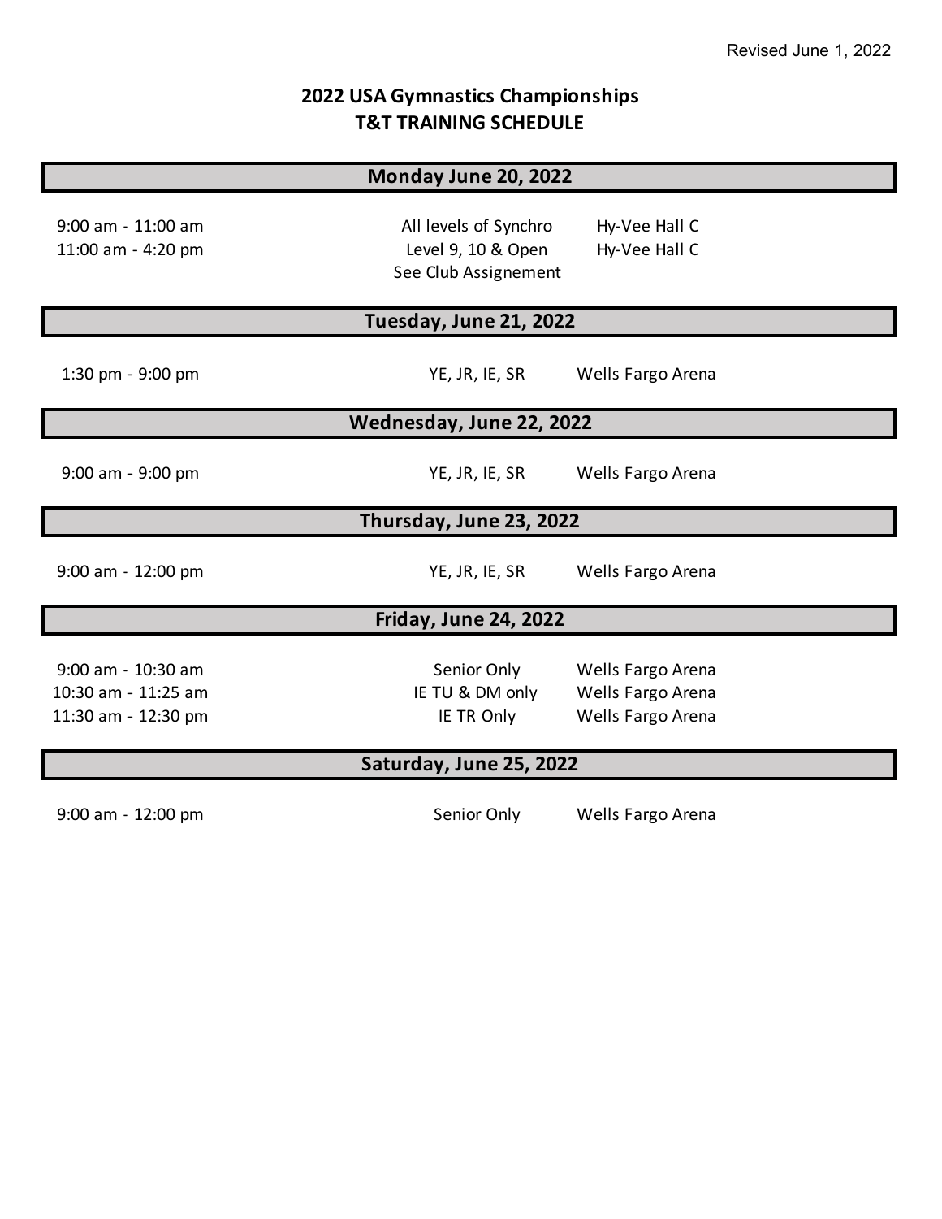Revised June 1, 2022

# 2022 USA Gymnastics Championships
## T&T TRAINING SCHEDULE

### Monday June 20, 2022

| | | |
|---|---|---|
| 9:00 am - 11:00 am | All levels of Synchro | Hy-Vee Hall C |
| 11:00 am - 4:20 pm | Level 9, 10 & Open<br>See Club Assignement | Hy-Vee Hall C |

### Tuesday, June 21, 2022

| | | |
|---|---|---|
| 1:30 pm - 9:00 pm | YE, JR, IE, SR | Wells Fargo Arena |

### Wednesday, June 22, 2022

| | | |
|---|---|---|
| 9:00 am - 9:00 pm | YE, JR, IE, SR | Wells Fargo Arena |

### Thursday, June 23, 2022

| | | |
|---|---|---|
| 9:00 am - 12:00 pm | YE, JR, IE, SR | Wells Fargo Arena |

### Friday, June 24, 2022

| | | |
|---|---|---|
| 9:00 am - 10:30 am | Senior Only | Wells Fargo Arena |
| 10:30 am - 11:25 am | IE TU & DM only | Wells Fargo Arena |
| 11:30 am - 12:30 pm | IE TR Only | Wells Fargo Arena |

### Saturday, June 25, 2022

| | | |
|---|---|---|
| 9:00 am - 12:00 pm | Senior Only | Wells Fargo Arena |